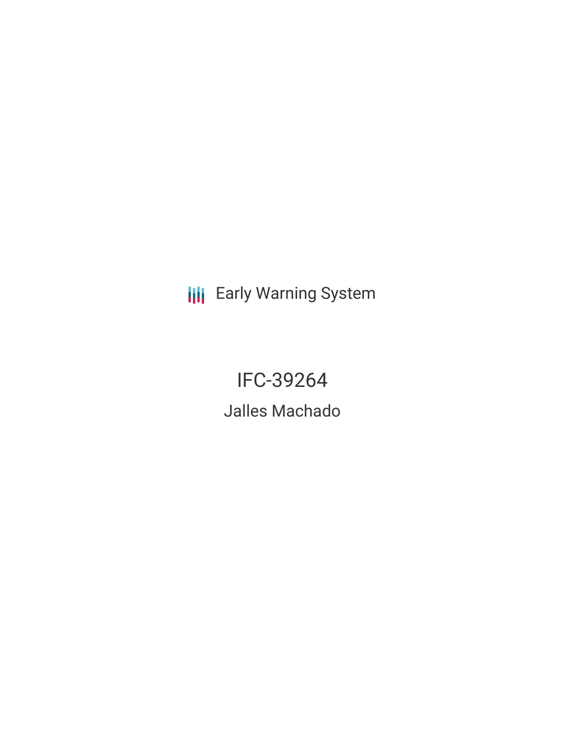Early Warning System

# IFC-39264

## Jalles Machado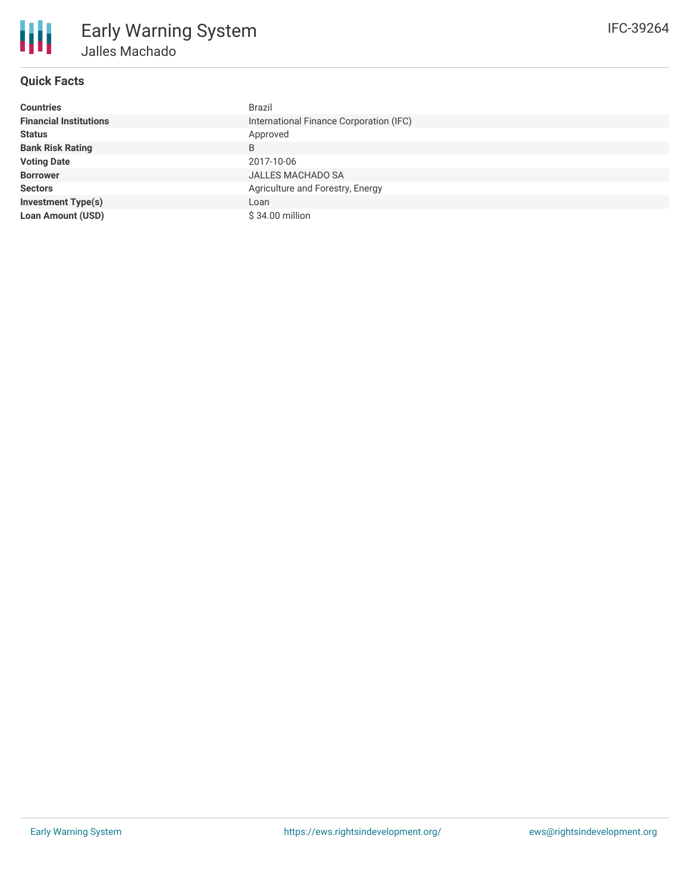# Early Warning System

## Jalles Machado

IFC-39264

### Quick Facts

| | |
|---|---|
| **Countries** | Brazil |
| **Financial Institutions** | International Finance Corporation (IFC) |
| **Status** | Approved |
| **Bank Risk Rating** | B |
| **Voting Date** | 2017-10-06 |
| **Borrower** | JALLES MACHADO SA |
| **Sectors** | Agriculture and Forestry, Energy |
| **Investment Type(s)** | Loan |
| **Loan Amount (USD)** | $ 34.00 million |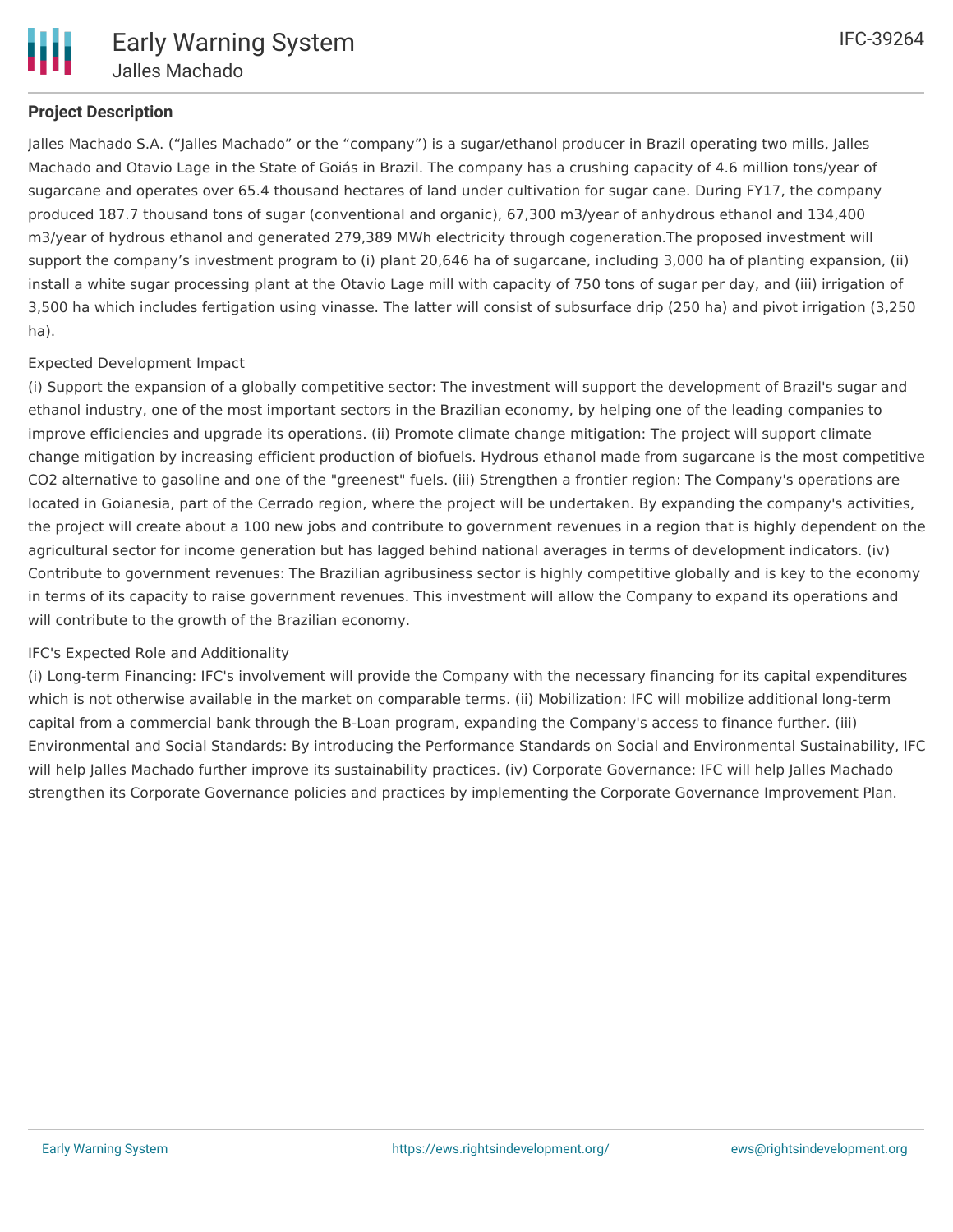## Project Description

Jalles Machado S.A. ("Jalles Machado" or the "company") is a sugar/ethanol producer in Brazil operating two mills, Jalles Machado and Otavio Lage in the State of Goiás in Brazil. The company has a crushing capacity of 4.6 million tons/year of sugarcane and operates over 65.4 thousand hectares of land under cultivation for sugar cane. During FY17, the company produced 187.7 thousand tons of sugar (conventional and organic), 67,300 m3/year of anhydrous ethanol and 134,400 m3/year of hydrous ethanol and generated 279,389 MWh electricity through cogeneration.The proposed investment will support the company's investment program to (i) plant 20,646 ha of sugarcane, including 3,000 ha of planting expansion, (ii) install a white sugar processing plant at the Otavio Lage mill with capacity of 750 tons of sugar per day, and (iii) irrigation of 3,500 ha which includes fertigation using vinasse. The latter will consist of subsurface drip (250 ha) and pivot irrigation (3,250 ha).

Expected Development Impact

(i) Support the expansion of a globally competitive sector: The investment will support the development of Brazil's sugar and ethanol industry, one of the most important sectors in the Brazilian economy, by helping one of the leading companies to improve efficiencies and upgrade its operations. (ii) Promote climate change mitigation: The project will support climate change mitigation by increasing efficient production of biofuels. Hydrous ethanol made from sugarcane is the most competitive CO2 alternative to gasoline and one of the "greenest" fuels. (iii) Strengthen a frontier region: The Company's operations are located in Goianesia, part of the Cerrado region, where the project will be undertaken. By expanding the company's activities, the project will create about a 100 new jobs and contribute to government revenues in a region that is highly dependent on the agricultural sector for income generation but has lagged behind national averages in terms of development indicators. (iv) Contribute to government revenues: The Brazilian agribusiness sector is highly competitive globally and is key to the economy in terms of its capacity to raise government revenues. This investment will allow the Company to expand its operations and will contribute to the growth of the Brazilian economy.

IFC's Expected Role and Additionality

(i) Long-term Financing: IFC's involvement will provide the Company with the necessary financing for its capital expenditures which is not otherwise available in the market on comparable terms. (ii) Mobilization: IFC will mobilize additional long-term capital from a commercial bank through the B-Loan program, expanding the Company's access to finance further. (iii) Environmental and Social Standards: By introducing the Performance Standards on Social and Environmental Sustainability, IFC will help Jalles Machado further improve its sustainability practices. (iv) Corporate Governance: IFC will help Jalles Machado strengthen its Corporate Governance policies and practices by implementing the Corporate Governance Improvement Plan.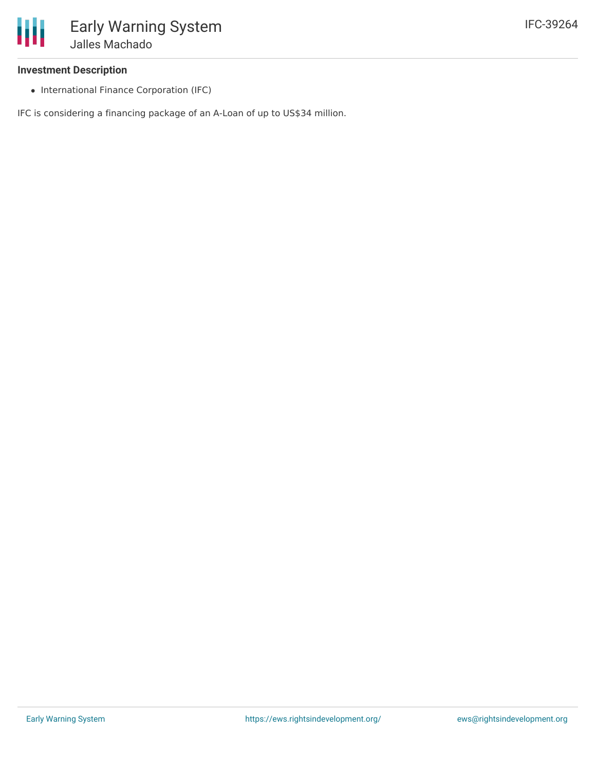**Investment Description**

- International Finance Corporation (IFC)

IFC is considering a financing package of an A-Loan of up to US$34 million.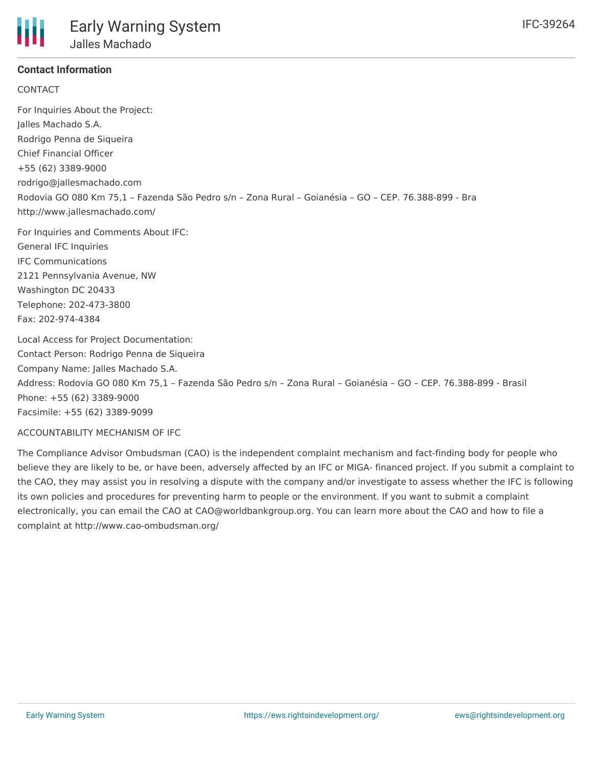## Contact Information

CONTACT

For Inquiries About the Project:
Jalles Machado S.A.
Rodrigo Penna de Siqueira
Chief Financial Officer
+55 (62) 3389-9000
rodrigo@jallesmachado.com
Rodovia GO 080 Km 75,1 – Fazenda São Pedro s/n – Zona Rural – Goianésia – GO – CEP. 76.388-899 - Bra
http://www.jallesmachado.com/

For Inquiries and Comments About IFC:
General IFC Inquiries
IFC Communications
2121 Pennsylvania Avenue, NW
Washington DC 20433
Telephone: 202-473-3800
Fax: 202-974-4384

Local Access for Project Documentation:
Contact Person: Rodrigo Penna de Siqueira
Company Name: Jalles Machado S.A.
Address: Rodovia GO 080 Km 75,1 – Fazenda São Pedro s/n – Zona Rural – Goianésia – GO – CEP. 76.388-899 - Brasil
Phone: +55 (62) 3389-9000
Facsimile: +55 (62) 3389-9099

ACCOUNTABILITY MECHANISM OF IFC

The Compliance Advisor Ombudsman (CAO) is the independent complaint mechanism and fact-finding body for people who believe they are likely to be, or have been, adversely affected by an IFC or MIGA- financed project. If you submit a complaint to the CAO, they may assist you in resolving a dispute with the company and/or investigate to assess whether the IFC is following its own policies and procedures for preventing harm to people or the environment. If you want to submit a complaint electronically, you can email the CAO at CAO@worldbankgroup.org. You can learn more about the CAO and how to file a complaint at http://www.cao-ombudsman.org/